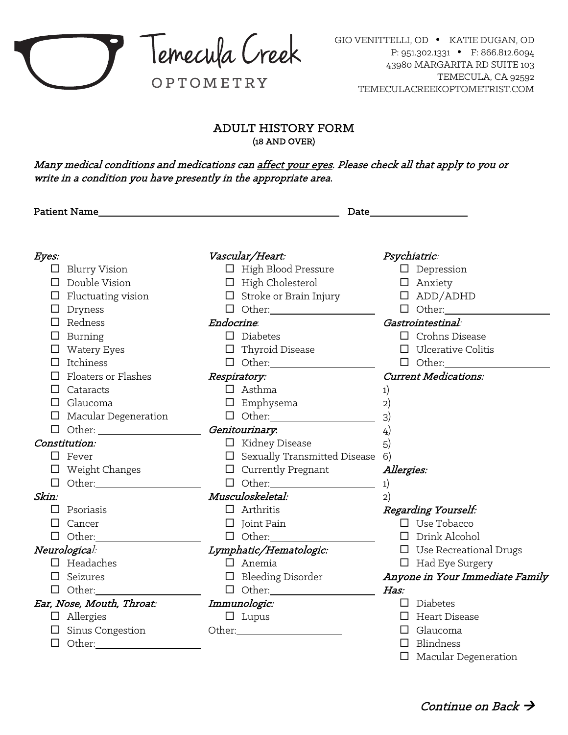# Temecula Creek OPTOMETRY

GIO VENITTELLI, OD • KATIE DUGAN, OD
P: 951.302.1331 • F: 866.812.6094
43980 MARGARITA RD SUITE 103
TEMECULA, CA 92592
TEMECULACREEKOPTOMETRIST.COM

## ADULT HISTORY FORM
**(18 AND OVER)**

*Many medical conditions and medications can affect your eyes. Please check all that apply to you or write in a condition you have presently in the appropriate area.*

**Patient Name** ______________________________ **Date** ______________

*Eyes:*
- ☐ Blurry Vision
- ☐ Double Vision
- ☐ Fluctuating vision
- ☐ Dryness
- ☐ Redness
- ☐ Burning
- ☐ Watery Eyes
- ☐ Itchiness
- ☐ Floaters or Flashes
- ☐ Cataracts
- ☐ Glaucoma
- ☐ Macular Degeneration
- ☐ Other: ______________

*Constitution:*
- ☐ Fever
- ☐ Weight Changes
- ☐ Other: ______________

*Skin:*
- ☐ Psoriasis
- ☐ Cancer
- ☐ Other: ______________

*Neurological:*
- ☐ Headaches
- ☐ Seizures
- ☐ Other: ______________

*Ear, Nose, Mouth, Throat:*
- ☐ Allergies
- ☐ Sinus Congestion
- ☐ Other: ______________

*Vascular/Heart:*
- ☐ High Blood Pressure
- ☐ High Cholesterol
- ☐ Stroke or Brain Injury
- ☐ Other: ______________

*Endocrine:*
- ☐ Diabetes
- ☐ Thyroid Disease
- ☐ Other: ______________

*Respiratory:*
- ☐ Asthma
- ☐ Emphysema
- ☐ Other: ______________

*Genitourinary:*
- ☐ Kidney Disease
- ☐ Sexually Transmitted Disease
- ☐ Currently Pregnant
- ☐ Other: ______________

*Musculoskeletal:*
- ☐ Arthritis
- ☐ Joint Pain
- ☐ Other: ______________

*Lymphatic/Hematologic:*
- ☐ Anemia
- ☐ Bleeding Disorder
- ☐ Other: ______________

*Immunologic:*
- ☐ Lupus

Other: ______________

*Psychiatric:*
- ☐ Depression
- ☐ Anxiety
- ☐ ADD/ADHD
- ☐ Other: ______________

*Gastrointestinal:*
- ☐ Crohns Disease
- ☐ Ulcerative Colitis
- ☐ Other: ______________

*Current Medications:*

1)
2)
3)
4)
5)
6)

*Allergies:*

1)
2)

*Regarding Yourself:*
- ☐ Use Tobacco
- ☐ Drink Alcohol
- ☐ Use Recreational Drugs
- ☐ Had Eye Surgery

*Anyone in Your Immediate Family Has:*
- ☐ Diabetes
- ☐ Heart Disease
- ☐ Glaucoma
- ☐ Blindness
- ☐ Macular Degeneration

*Continue on Back →*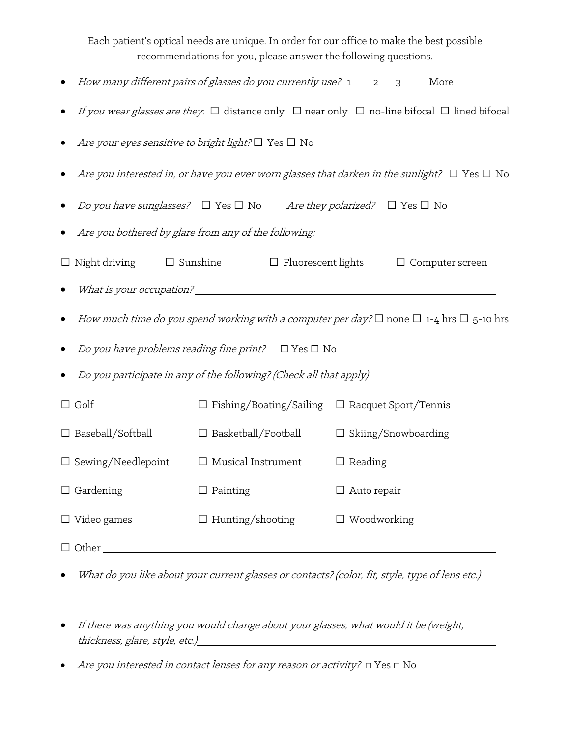Each patient's optical needs are unique. In order for our office to make the best possible recommendations for you, please answer the following questions.

- *How many different pairs of glasses do you currently use?* 1 2 3 More
- *If you wear glasses are they:* ☐ distance only ☐ near only ☐ no-line bifocal ☐ lined bifocal
- *Are your eyes sensitive to bright light?* ☐ Yes ☐ No
- *Are you interested in, or have you ever worn glasses that darken in the sunlight?* ☐ Yes ☐ No
- *Do you have sunglasses?* ☐ Yes ☐ No *Are they polarized?* ☐ Yes ☐ No
- *Are you bothered by glare from any of the following:*

☐ Night driving ☐ Sunshine ☐ Fluorescent lights ☐ Computer screen

- *What is your occupation?* ____________________
- *How much time do you spend working with a computer per day?* ☐ none ☐ 1-4 hrs ☐ 5-10 hrs
- *Do you have problems reading fine print?* ☐ Yes ☐ No
- *Do you participate in any of the following? (Check all that apply)*

| | | |
|---|---|---|
| ☐ Golf | ☐ Fishing/Boating/Sailing | ☐ Racquet Sport/Tennis |
| ☐ Baseball/Softball | ☐ Basketball/Football | ☐ Skiing/Snowboarding |
| ☐ Sewing/Needlepoint | ☐ Musical Instrument | ☐ Reading |
| ☐ Gardening | ☐ Painting | ☐ Auto repair |
| ☐ Video games | ☐ Hunting/shooting | ☐ Woodworking |

☐ Other ____________________

- *What do you like about your current glasses or contacts? (color, fit, style, type of lens etc.)*

____________________

- *If there was anything you would change about your glasses, what would it be (weight, thickness, glare, style, etc.)* ____________________
- *Are you interested in contact lenses for any reason or activity?* □ Yes □ No